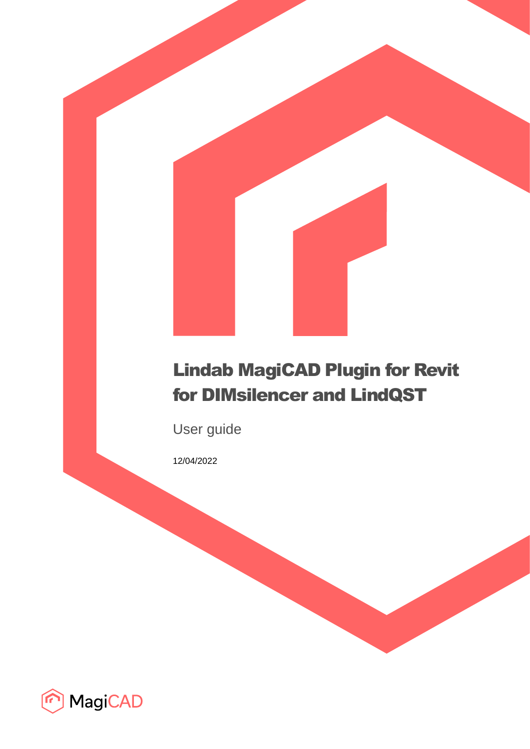# Lindab MagiCAD Plugin for Revit for DIMsilencer and LindQST

User guide

12/04/2022

MagiCAD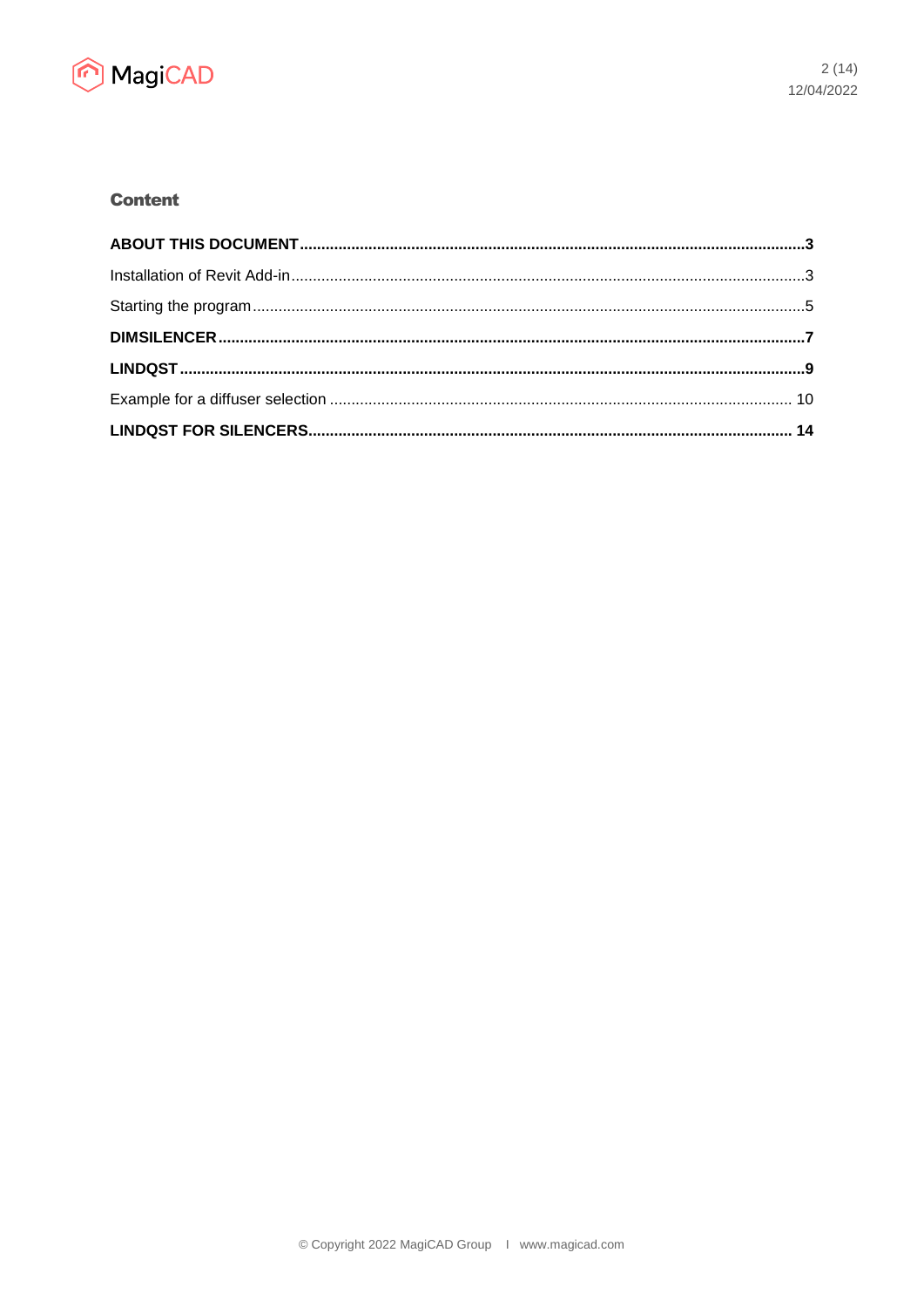## Content

**ABOUT THIS DOCUMENT**..........3

Installation of Revit Add-in..........3

Starting the program..........5

**DIMSILENCER**..........7

**LINDQST**..........9

Example for a diffuser selection..........10

**LINDQST FOR SILENCERS**..........14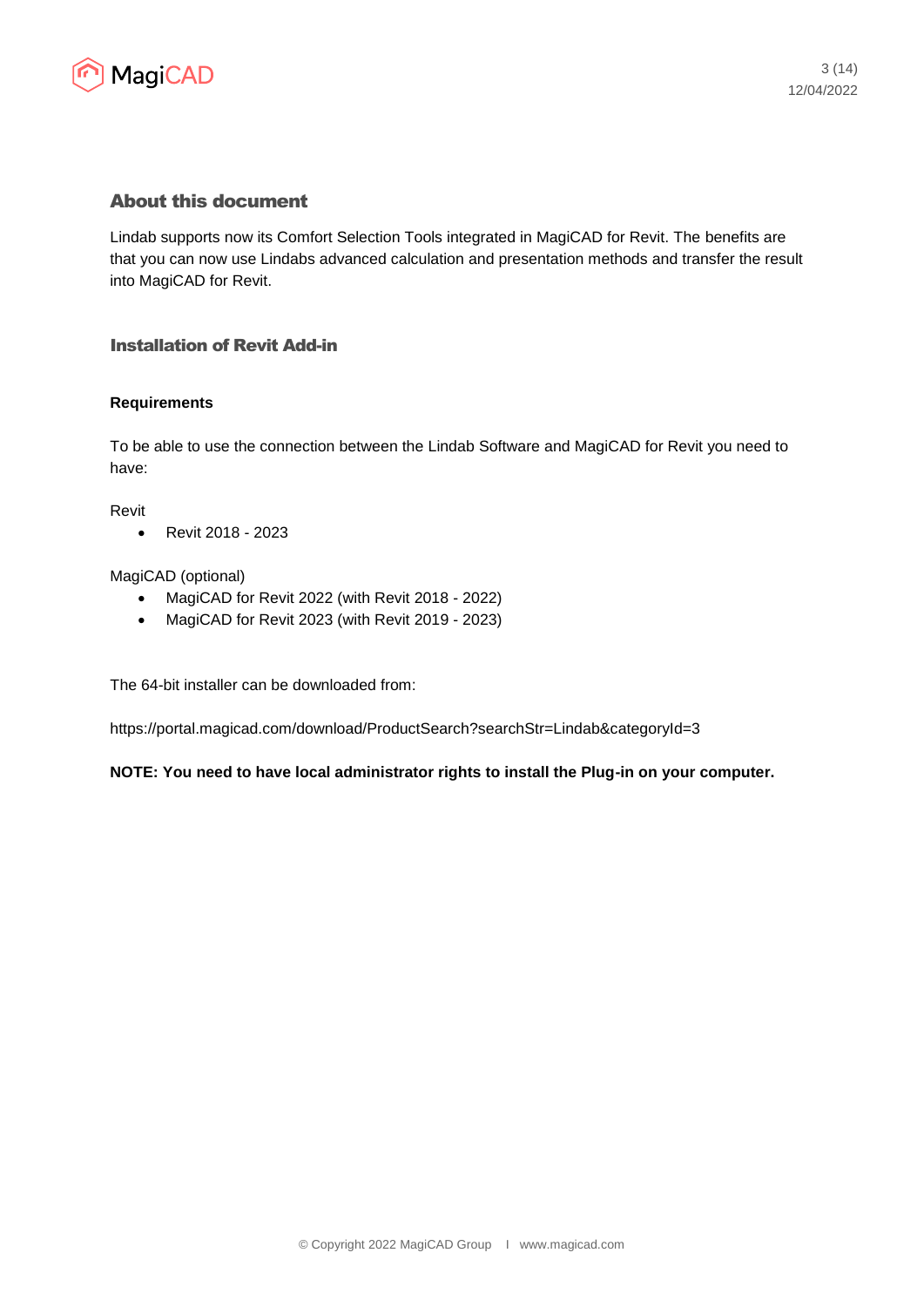## About this document

Lindab supports now its Comfort Selection Tools integrated in MagiCAD for Revit. The benefits are that you can now use Lindabs advanced calculation and presentation methods and transfer the result into MagiCAD for Revit.

### Installation of Revit Add-in

**Requirements**

To be able to use the connection between the Lindab Software and MagiCAD for Revit you need to have:

Revit

- Revit 2018 - 2023

MagiCAD (optional)

- MagiCAD for Revit 2022 (with Revit 2018 - 2022)
- MagiCAD for Revit 2023 (with Revit 2019 - 2023)

The 64-bit installer can be downloaded from:

https://portal.magicad.com/download/ProductSearch?searchStr=Lindab&categoryId=3

**NOTE: You need to have local administrator rights to install the Plug-in on your computer.**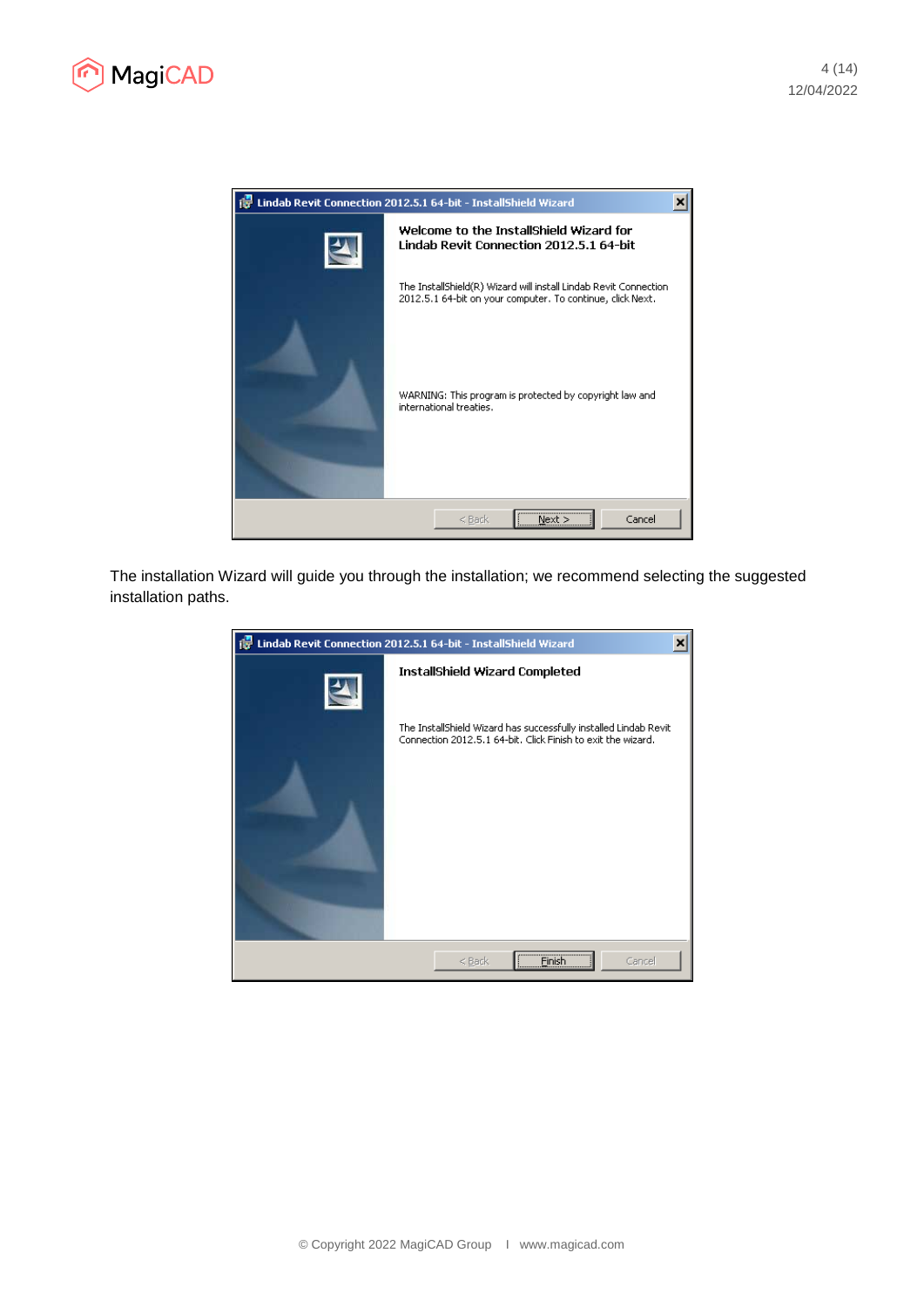The installation Wizard will guide you through the installation; we recommend selecting the suggested installation paths.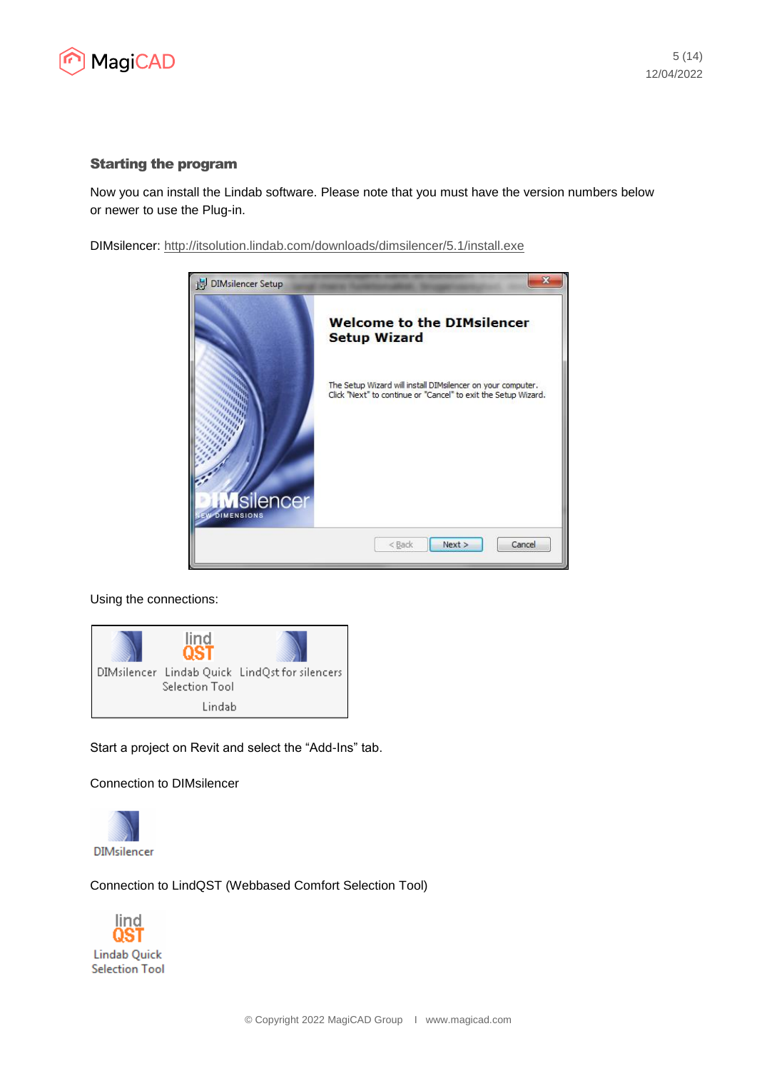### Starting the program

Now you can install the Lindab software. Please note that you must have the version numbers below or newer to use the Plug-in.

DIMsilencer: http://itsolution.lindab.com/downloads/dimsilencer/5.1/install.exe

Using the connections:

Start a project on Revit and select the "Add-Ins" tab.

Connection to DIMsilencer

Connection to LindQST (Webbased Comfort Selection Tool)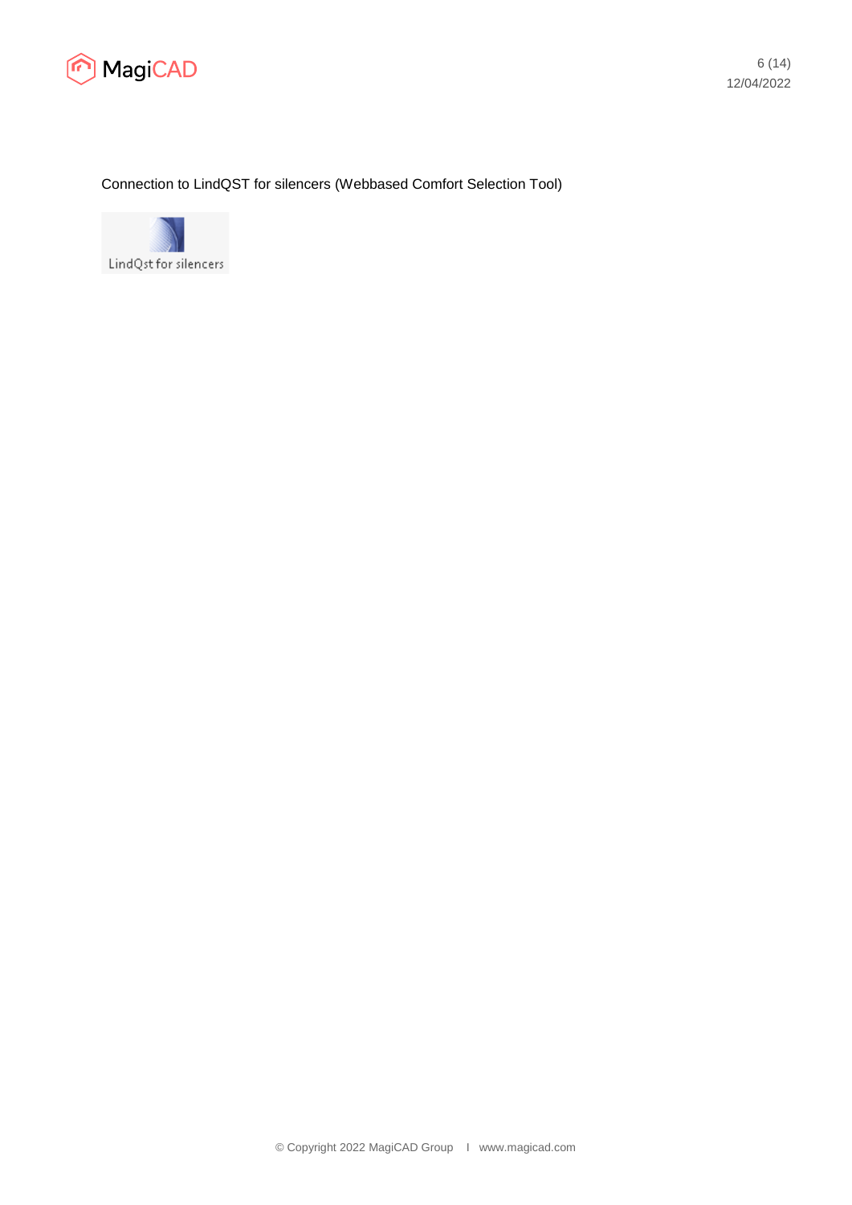Connection to LindQST for silencers (Webbased Comfort Selection Tool)

LindQst for silencers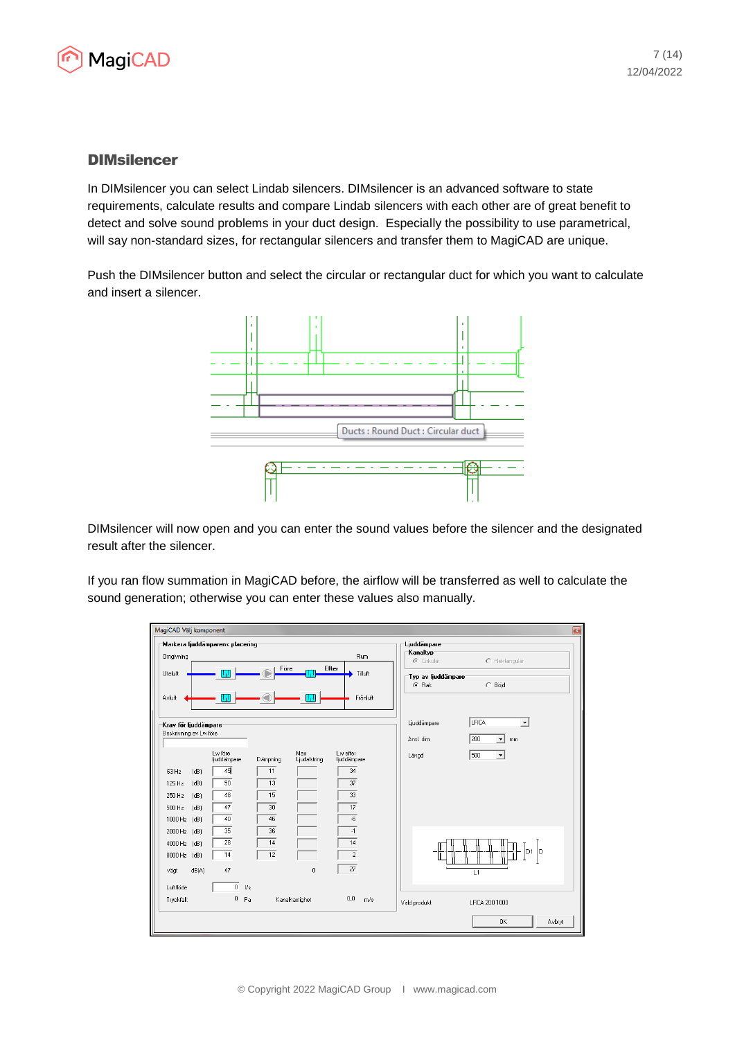## DIMsilencer

In DIMsilencer you can select Lindab silencers. DIMsilencer is an advanced software to state requirements, calculate results and compare Lindab silencers with each other are of great benefit to detect and solve sound problems in your duct design. Especially the possibility to use parametrical, will say non-standard sizes, for rectangular silencers and transfer them to MagiCAD are unique.

Push the DIMsilencer button and select the circular or rectangular duct for which you want to calculate and insert a silencer.

DIMsilencer will now open and you can enter the sound values before the silencer and the designated result after the silencer.

If you ran flow summation in MagiCAD before, the airflow will be transferred as well to calculate the sound generation; otherwise you can enter these values also manually.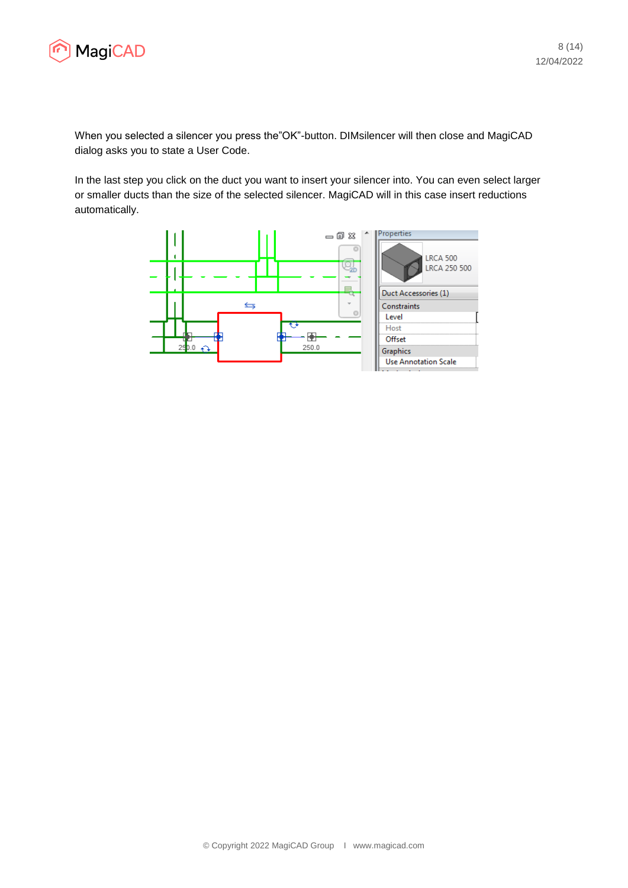When you selected a silencer you press the”OK”-button. DIMsilencer will then close and MagiCAD dialog asks you to state a User Code.

In the last step you click on the duct you want to insert your silencer into. You can even select larger or smaller ducts than the size of the selected silencer. MagiCAD will in this case insert reductions automatically.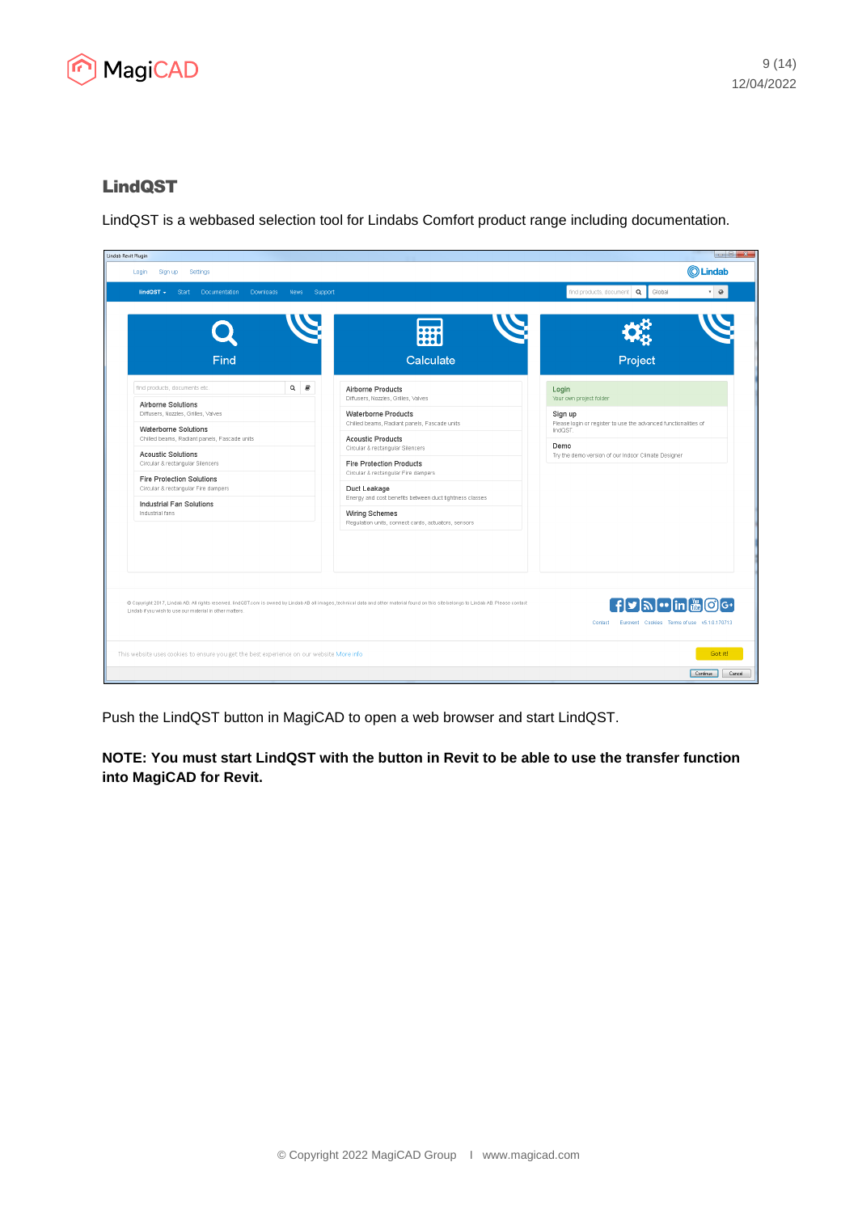## LindQST

LindQST is a webbased selection tool for Lindabs Comfort product range including documentation.

Push the LindQST button in MagiCAD to open a web browser and start LindQST.

**NOTE: You must start LindQST with the button in Revit to be able to use the transfer function into MagiCAD for Revit.**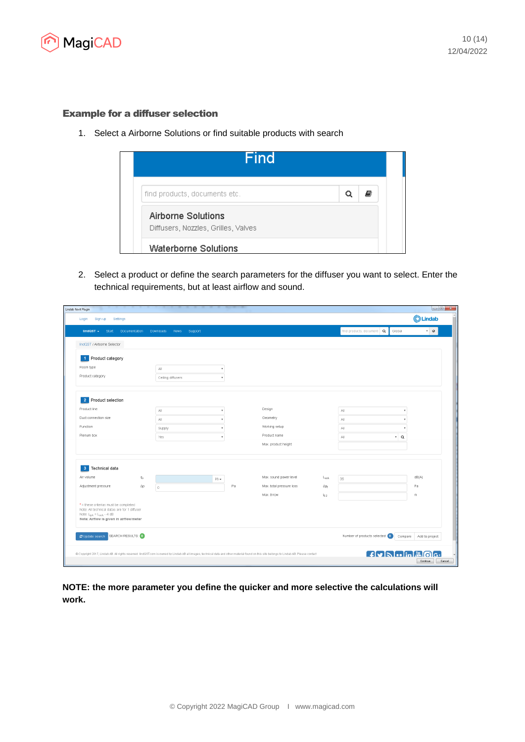### Example for a diffuser selection

1. Select a Airborne Solutions or find suitable products with search

2. Select a product or define the search parameters for the diffuser you want to select. Enter the technical requirements, but at least airflow and sound.

**NOTE: the more parameter you define the quicker and more selective the calculations will work.**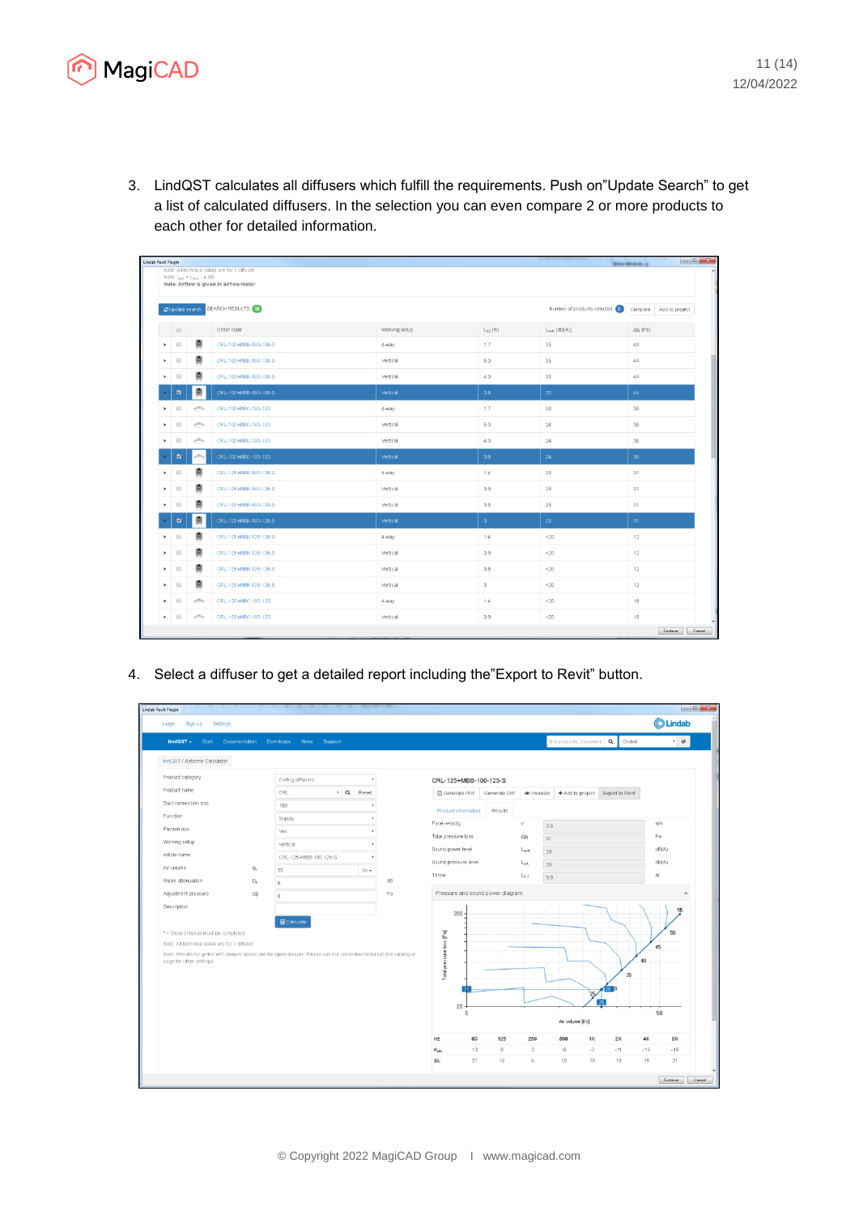3. LindQST calculates all diffusers which fulfill the requirements. Push on"Update Search" to get a list of calculated diffusers. In the selection you can even compare 2 or more products to each other for detailed information.

4. Select a diffuser to get a detailed report including the"Export to Revit" button.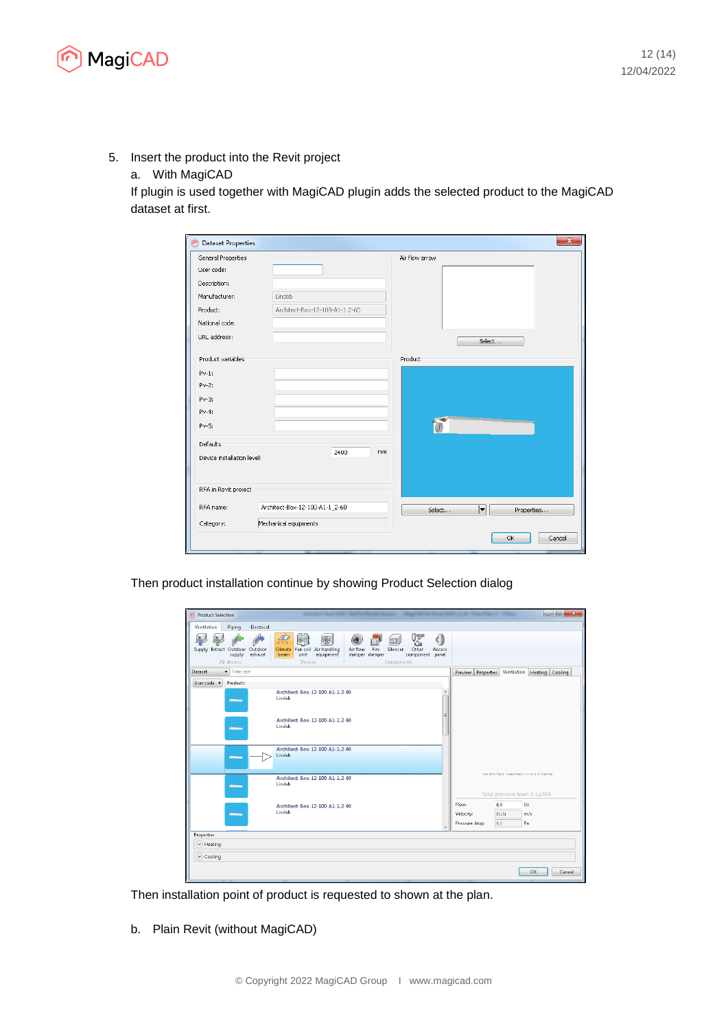5. Insert the product into the Revit project
   a. With MagiCAD
   If plugin is used together with MagiCAD plugin adds the selected product to the MagiCAD dataset at first.

Then product installation continue by showing Product Selection dialog

Then installation point of product is requested to shown at the plan.

   b. Plain Revit (without MagiCAD)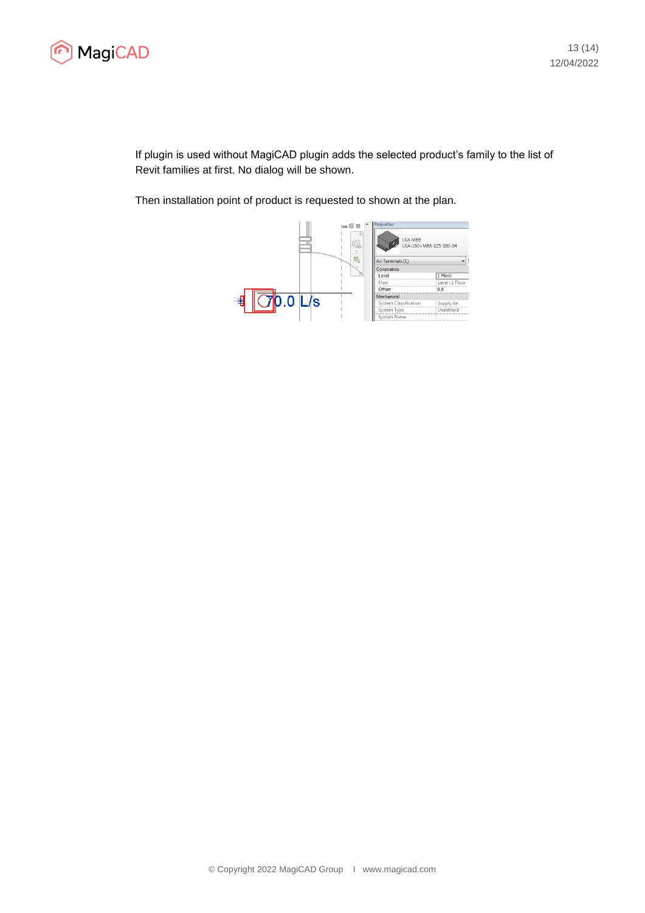If plugin is used without MagiCAD plugin adds the selected product's family to the list of Revit families at first. No dialog will be shown.

Then installation point of product is requested to shown at the plan.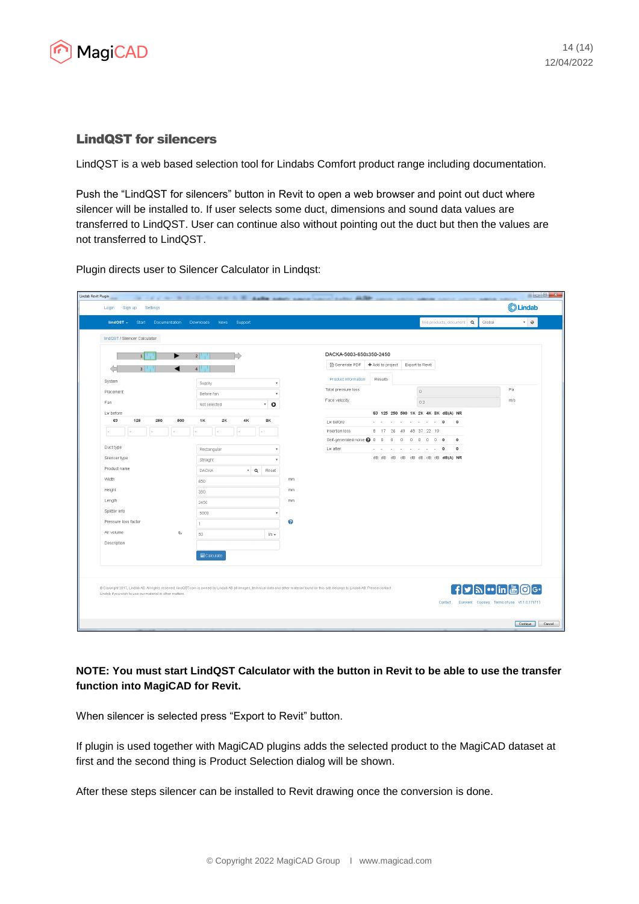## LindQST for silencers

LindQST is a web based selection tool for Lindabs Comfort product range including documentation.

Push the “LindQST for silencers” button in Revit to open a web browser and point out duct where silencer will be installed to. If user selects some duct, dimensions and sound data values are transferred to LindQST. User can continue also without pointing out the duct but then the values are not transferred to LindQST.

Plugin directs user to Silencer Calculator in Lindqst:

**NOTE: You must start LindQST Calculator with the button in Revit to be able to use the transfer function into MagiCAD for Revit.**

When silencer is selected press “Export to Revit” button.

If plugin is used together with MagiCAD plugins adds the selected product to the MagiCAD dataset at first and the second thing is Product Selection dialog will be shown.

After these steps silencer can be installed to Revit drawing once the conversion is done.